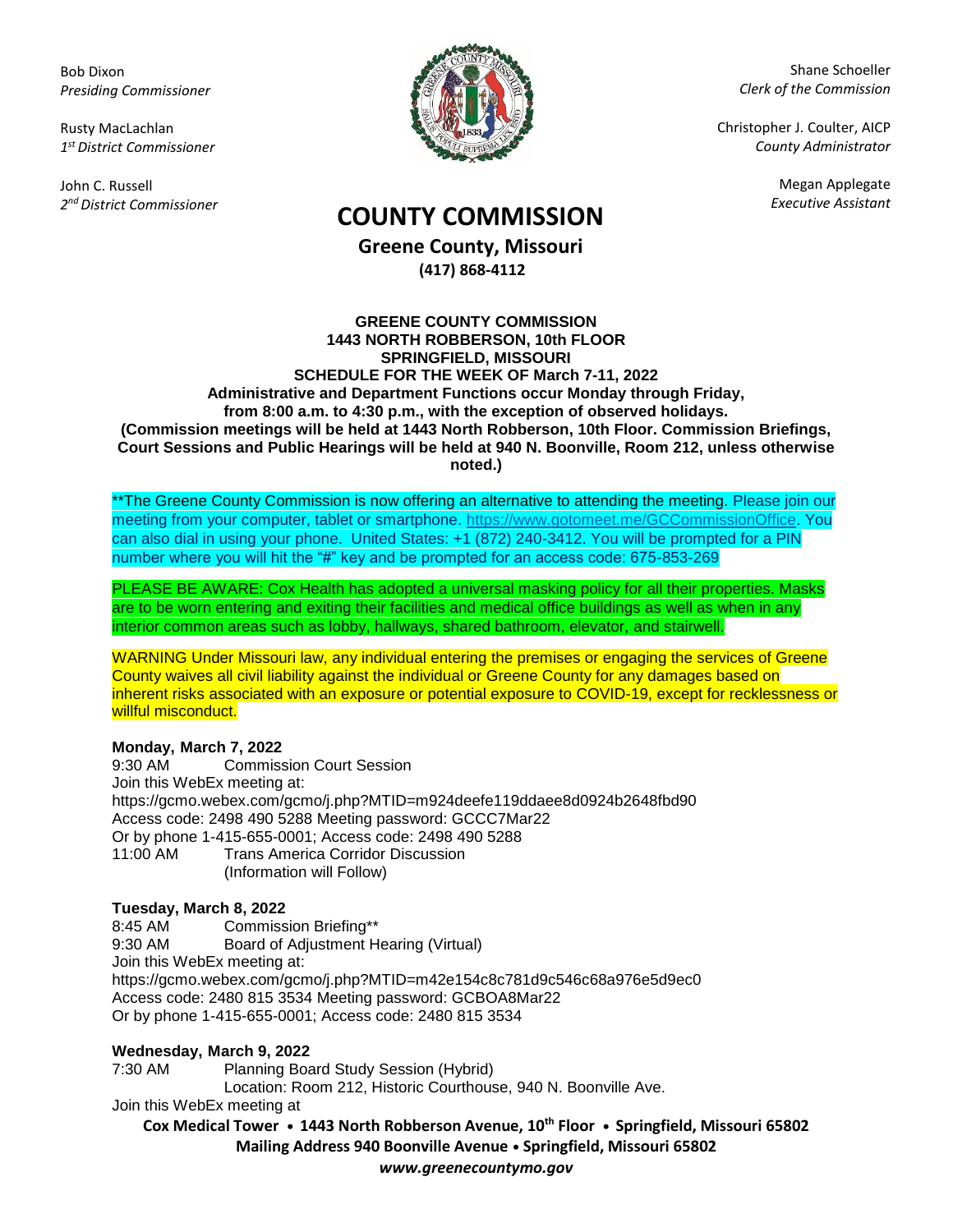Bob Dixon
*Presiding Commissioner*

Rusty MacLachlan
*1st District Commissioner*

John C. Russell
*2nd District Commissioner*

Shane Schoeller
*Clerk of the Commission*

Christopher J. Coulter, AICP
*County Administrator*

Megan Applegate
*Executive Assistant*

# COUNTY COMMISSION

**Greene County, Missouri**
**(417) 868-4112**

**GREENE COUNTY COMMISSION**
**1443 NORTH ROBBERSON, 10th FLOOR**
**SPRINGFIELD, MISSOURI**
**SCHEDULE FOR THE WEEK OF March 7-11, 2022**
**Administrative and Department Functions occur Monday through Friday, from 8:00 a.m. to 4:30 p.m., with the exception of observed holidays.**
**(Commission meetings will be held at 1443 North Robberson, 10th Floor. Commission Briefings, Court Sessions and Public Hearings will be held at 940 N. Boonville, Room 212, unless otherwise noted.)**

**The Greene County Commission is now offering an alternative to attending the meeting. Please join our meeting from your computer, tablet or smartphone. https://www.gotomeet.me/GCCommissionOffice. You can also dial in using your phone. United States: +1 (872) 240-3412. You will be prompted for a PIN number where you will hit the "#" key and be prompted for an access code: 675-853-269

PLEASE BE AWARE: Cox Health has adopted a universal masking policy for all their properties. Masks are to be worn entering and exiting their facilities and medical office buildings as well as when in any interior common areas such as lobby, hallways, shared bathroom, elevator, and stairwell.

WARNING Under Missouri law, any individual entering the premises or engaging the services of Greene County waives all civil liability against the individual or Greene County for any damages based on inherent risks associated with an exposure or potential exposure to COVID-19, except for recklessness or willful misconduct.

**Monday, March 7, 2022**

9:30 AM Commission Court Session
Join this WebEx meeting at:
https://gcmo.webex.com/gcmo/j.php?MTID=m924deefe119ddaee8d0924b2648fbd90
Access code: 2498 490 5288 Meeting password: GCCC7Mar22
Or by phone 1-415-655-0001; Access code: 2498 490 5288

11:00 AM Trans America Corridor Discussion
(Information will Follow)

**Tuesday, March 8, 2022**

8:45 AM Commission Briefing**

9:30 AM Board of Adjustment Hearing (Virtual)
Join this WebEx meeting at:
https://gcmo.webex.com/gcmo/j.php?MTID=m42e154c8c781d9c546c68a976e5d9ec0
Access code: 2480 815 3534 Meeting password: GCBOA8Mar22
Or by phone 1-415-655-0001; Access code: 2480 815 3534

**Wednesday, March 9, 2022**

7:30 AM Planning Board Study Session (Hybrid)
Location: Room 212, Historic Courthouse, 940 N. Boonville Ave.
Join this WebEx meeting at

**Cox Medical Tower • 1443 North Robberson Avenue, 10th Floor • Springfield, Missouri 65802**
**Mailing Address 940 Boonville Avenue • Springfield, Missouri 65802**
***www.greenecountymo.gov***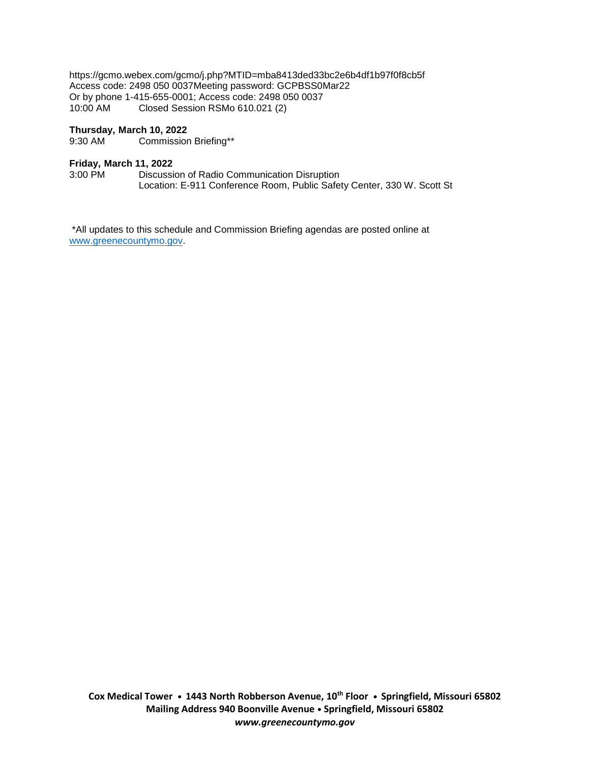https://gcmo.webex.com/gcmo/j.php?MTID=mba8413ded33bc2e6b4df1b97f0f8cb5f
Access code: 2498 050 0037Meeting password: GCPBSS0Mar22
Or by phone 1-415-655-0001; Access code: 2498 050 0037
10:00 AM Closed Session RSMo 610.021 (2)

**Thursday, March 10, 2022**
9:30 AM Commission Briefing**

**Friday, March 11, 2022**
3:00 PM Discussion of Radio Communication Disruption
Location: E-911 Conference Room, Public Safety Center, 330 W. Scott St

*All updates to this schedule and Commission Briefing agendas are posted online at www.greenecountymo.gov.

**Cox Medical Tower • 1443 North Robberson Avenue, 10th Floor • Springfield, Missouri 65802**
**Mailing Address 940 Boonville Avenue • Springfield, Missouri 65802**
***www.greenecountymo.gov***